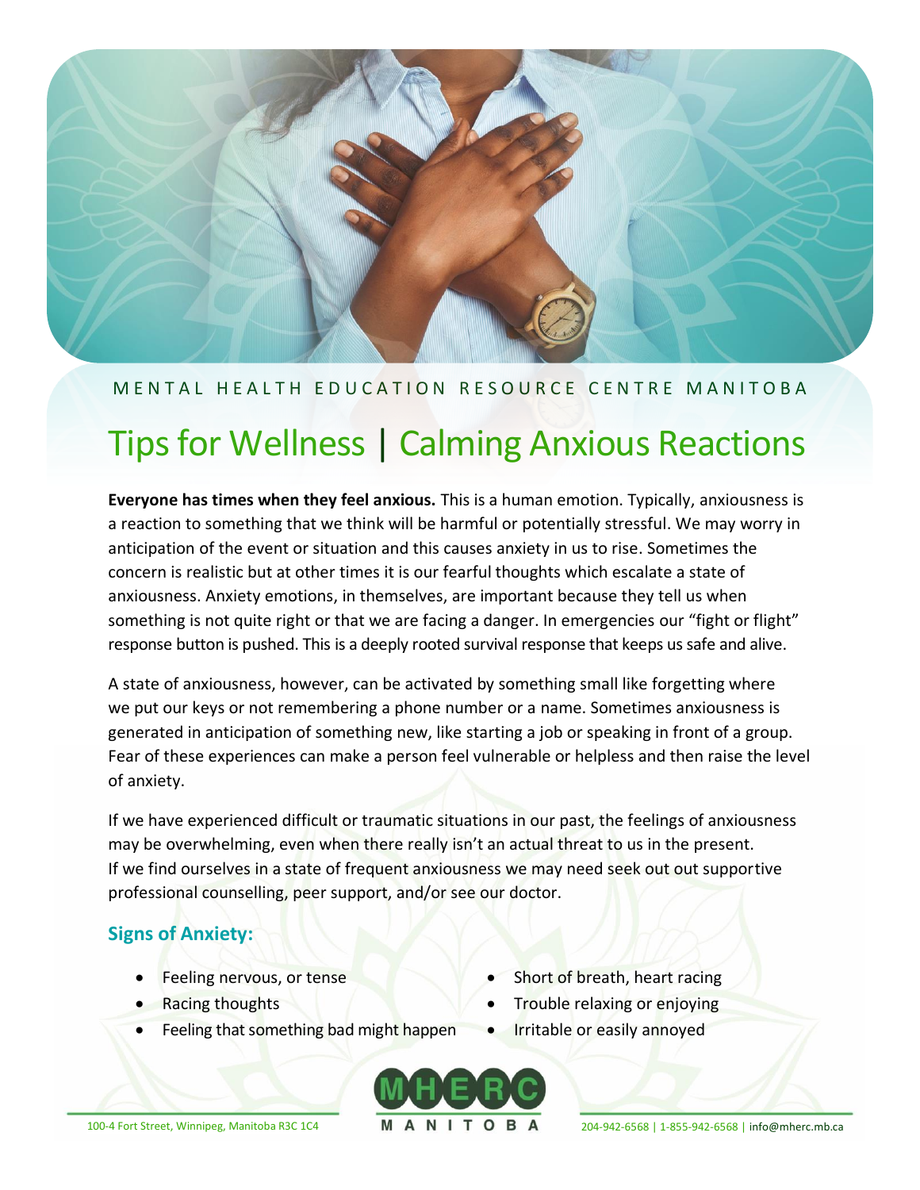MENTAL HEALTH EDUCATION RESOURCE CENTRE MANITOBA

# Tips for Wellness | Calming Anxious Reactions

**Everyone has times when they feel anxious.** This is a human emotion. Typically, anxiousness is a reaction to something that we think will be harmful or potentially stressful. We may worry in anticipation of the event or situation and this causes anxiety in us to rise. Sometimes the concern is realistic but at other times it is our fearful thoughts which escalate a state of anxiousness. Anxiety emotions, in themselves, are important because they tell us when something is not quite right or that we are facing a danger. In emergencies our "fight or flight" response button is pushed. This is a deeply rooted survival response that keeps us safe and alive.

A state of anxiousness, however, can be activated by something small like forgetting where we put our keys or not remembering a phone number or a name. Sometimes anxiousness is generated in anticipation of something new, like starting a job or speaking in front of a group. Fear of these experiences can make a person feel vulnerable or helpless and then raise the level of anxiety.

If we have experienced difficult or traumatic situations in our past, the feelings of anxiousness may be overwhelming, even when there really isn't an actual threat to us in the present. If we find ourselves in a state of frequent anxiousness we may need seek out out supportive professional counselling, peer support, and/or see our doctor.

### Signs of Anxiety:

- Feeling nervous, or tense
- Racing thoughts
- Feeling that something bad might happen
- Short of breath, heart racing
- Trouble relaxing or enjoying
- Irritable or easily annoyed

MHERC MANITOBA

100-4 Fort Street, Winnipeg, Manitoba R3C 1C4 | 204-942-6568 | 1-855-942-6568 | info@mherc.mb.ca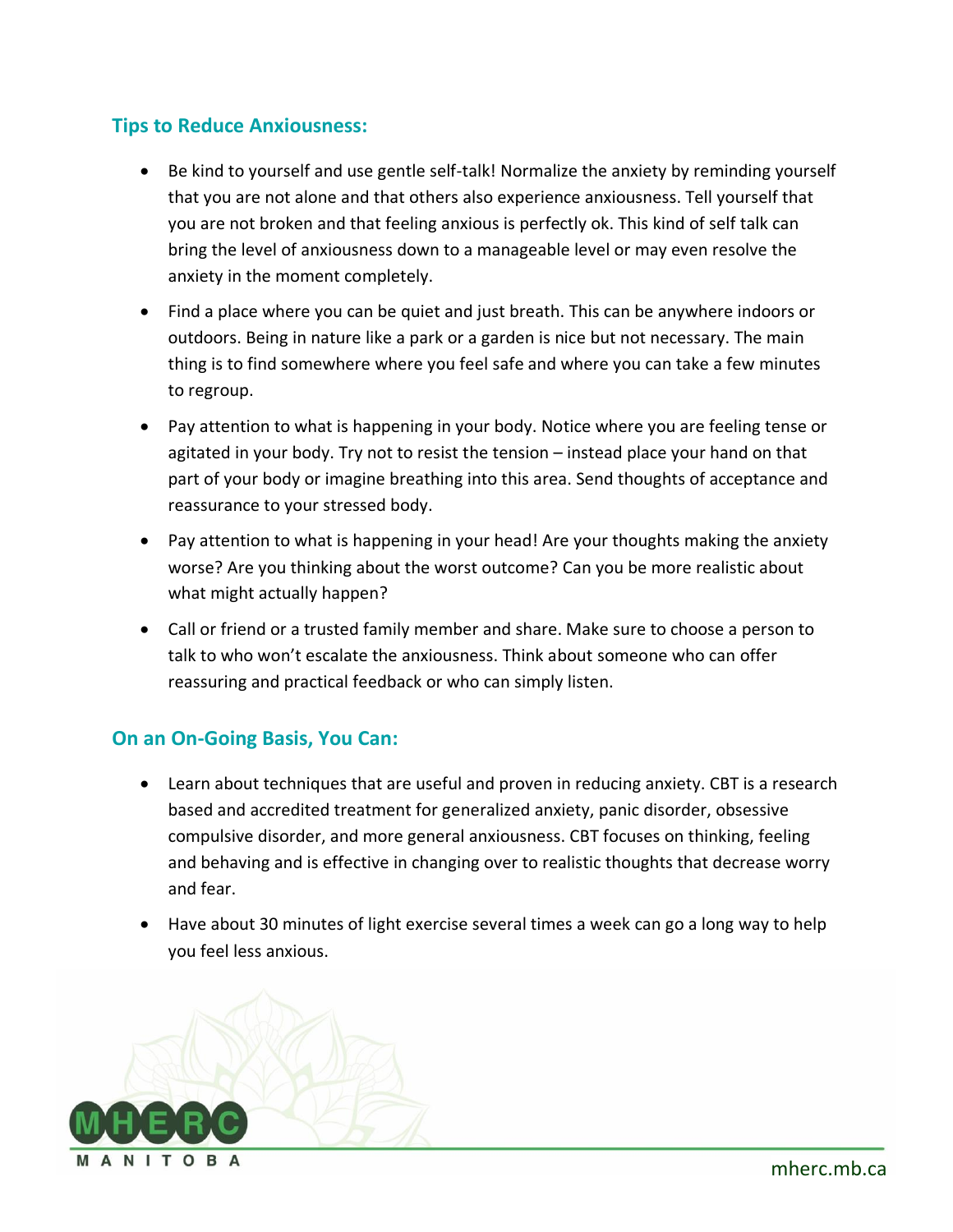## Tips to Reduce Anxiousness:

- Be kind to yourself and use gentle self-talk! Normalize the anxiety by reminding yourself that you are not alone and that others also experience anxiousness. Tell yourself that you are not broken and that feeling anxious is perfectly ok. This kind of self talk can bring the level of anxiousness down to a manageable level or may even resolve the anxiety in the moment completely.
- Find a place where you can be quiet and just breath. This can be anywhere indoors or outdoors. Being in nature like a park or a garden is nice but not necessary. The main thing is to find somewhere where you feel safe and where you can take a few minutes to regroup.
- Pay attention to what is happening in your body. Notice where you are feeling tense or agitated in your body. Try not to resist the tension – instead place your hand on that part of your body or imagine breathing into this area. Send thoughts of acceptance and reassurance to your stressed body.
- Pay attention to what is happening in your head! Are your thoughts making the anxiety worse? Are you thinking about the worst outcome? Can you be more realistic about what might actually happen?
- Call or friend or a trusted family member and share. Make sure to choose a person to talk to who won't escalate the anxiousness. Think about someone who can offer reassuring and practical feedback or who can simply listen.

## On an On-Going Basis, You Can:

- Learn about techniques that are useful and proven in reducing anxiety. CBT is a research based and accredited treatment for generalized anxiety, panic disorder, obsessive compulsive disorder, and more general anxiousness. CBT focuses on thinking, feeling and behaving and is effective in changing over to realistic thoughts that decrease worry and fear.
- Have about 30 minutes of light exercise several times a week can go a long way to help you feel less anxious.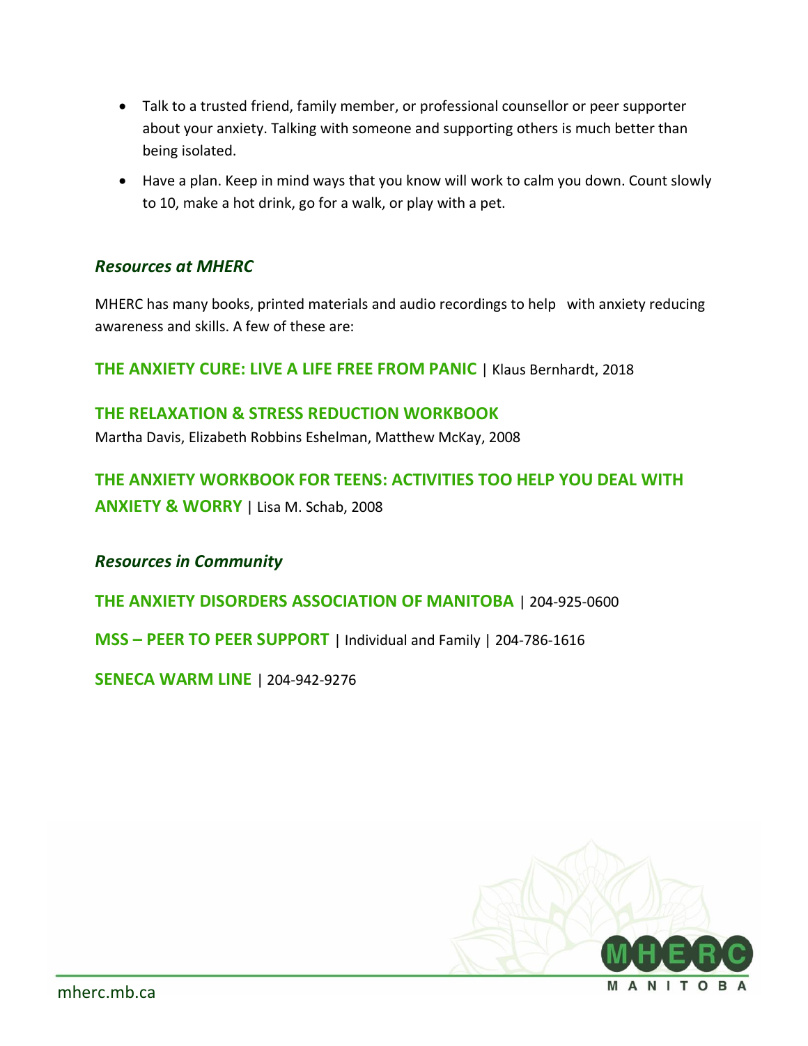- Talk to a trusted friend, family member, or professional counsellor or peer supporter about your anxiety. Talking with someone and supporting others is much better than being isolated.
- Have a plan. Keep in mind ways that you know will work to calm you down. Count slowly to 10, make a hot drink, go for a walk, or play with a pet.

### *Resources at MHERC*

MHERC has many books, printed materials and audio recordings to help with anxiety reducing awareness and skills. A few of these are:

**THE ANXIETY CURE: LIVE A LIFE FREE FROM PANIC** | Klaus Bernhardt, 2018

**THE RELAXATION & STRESS REDUCTION WORKBOOK**
Martha Davis, Elizabeth Robbins Eshelman, Matthew McKay, 2008

**THE ANXIETY WORKBOOK FOR TEENS: ACTIVITIES TOO HELP YOU DEAL WITH ANXIETY & WORRY** | Lisa M. Schab, 2008

### *Resources in Community*

**THE ANXIETY DISORDERS ASSOCIATION OF MANITOBA** | 204-925-0600

**MSS – PEER TO PEER SUPPORT** | Individual and Family | 204-786-1616

**SENECA WARM LINE** | 204-942-9276